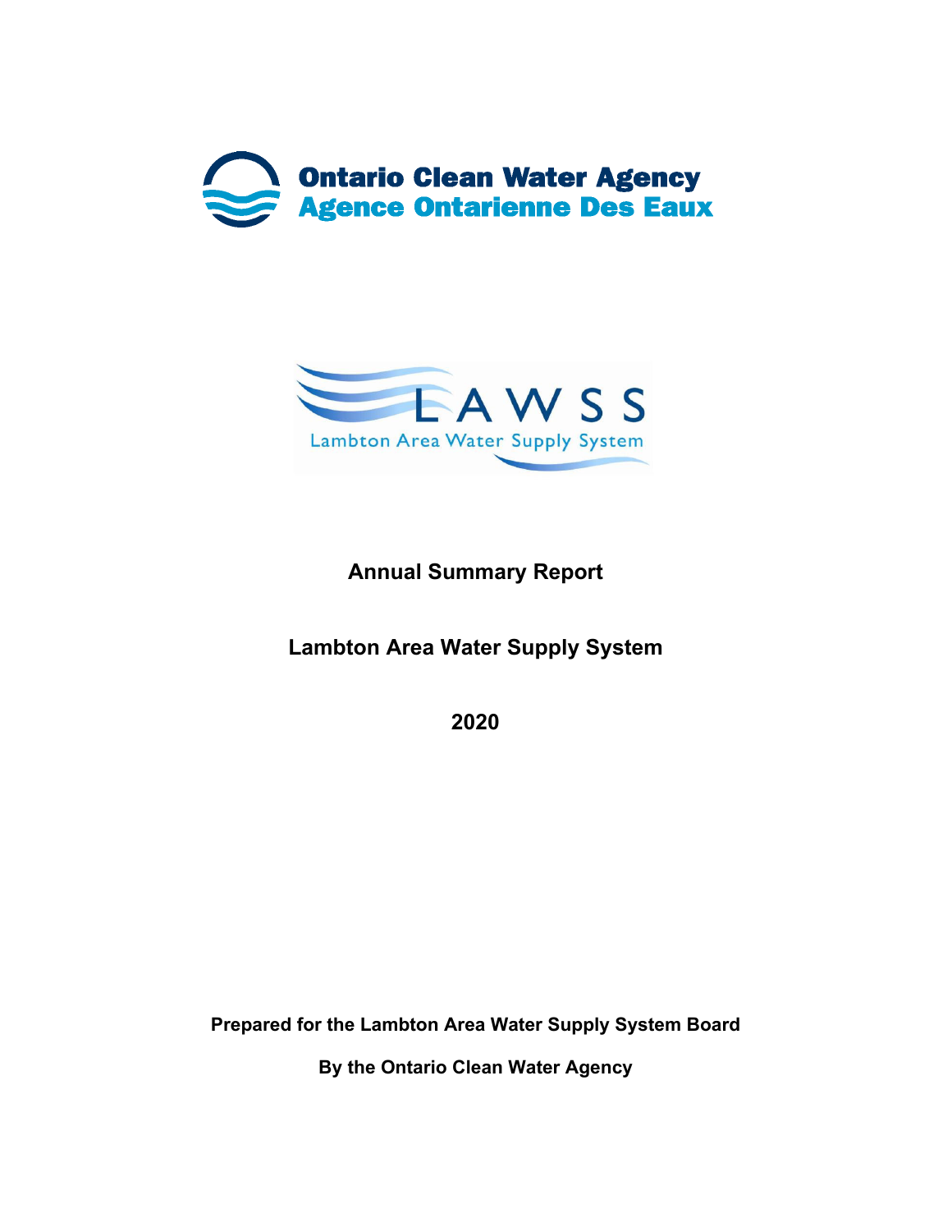Ontario Clean Water Agency
Agence Ontarienne Des Eaux

LAWSS
Lambton Area Water Supply System

# Annual Summary Report

## Lambton Area Water Supply System

## 2020

**Prepared for the Lambton Area Water Supply System Board**

**By the Ontario Clean Water Agency**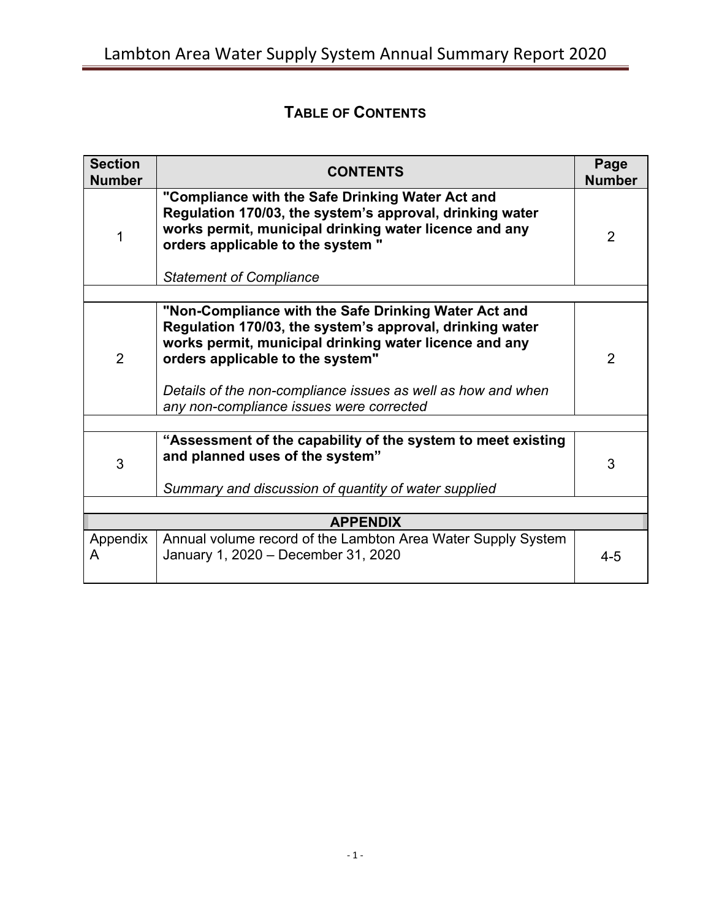## TABLE OF CONTENTS

| Section Number | CONTENTS | Page Number |
|---|---|---|
| 1 | **"Compliance with the Safe Drinking Water Act and Regulation 170/03, the system's approval, drinking water works permit, municipal drinking water licence and any orders applicable to the system "**<br><br>*Statement of Compliance* | 2 |
| | | |
| 2 | **"Non-Compliance with the Safe Drinking Water Act and Regulation 170/03, the system's approval, drinking water works permit, municipal drinking water licence and any orders applicable to the system"**<br><br>*Details of the non-compliance issues as well as how and when any non-compliance issues were corrected* | 2 |
| | | |
| 3 | **"Assessment of the capability of the system to meet existing and planned uses of the system"**<br><br>*Summary and discussion of quantity of water supplied* | 3 |
| | | |
| | **APPENDIX** | |
| Appendix A | Annual volume record of the Lambton Area Water Supply System January 1, 2020 – December 31, 2020 | 4-5 |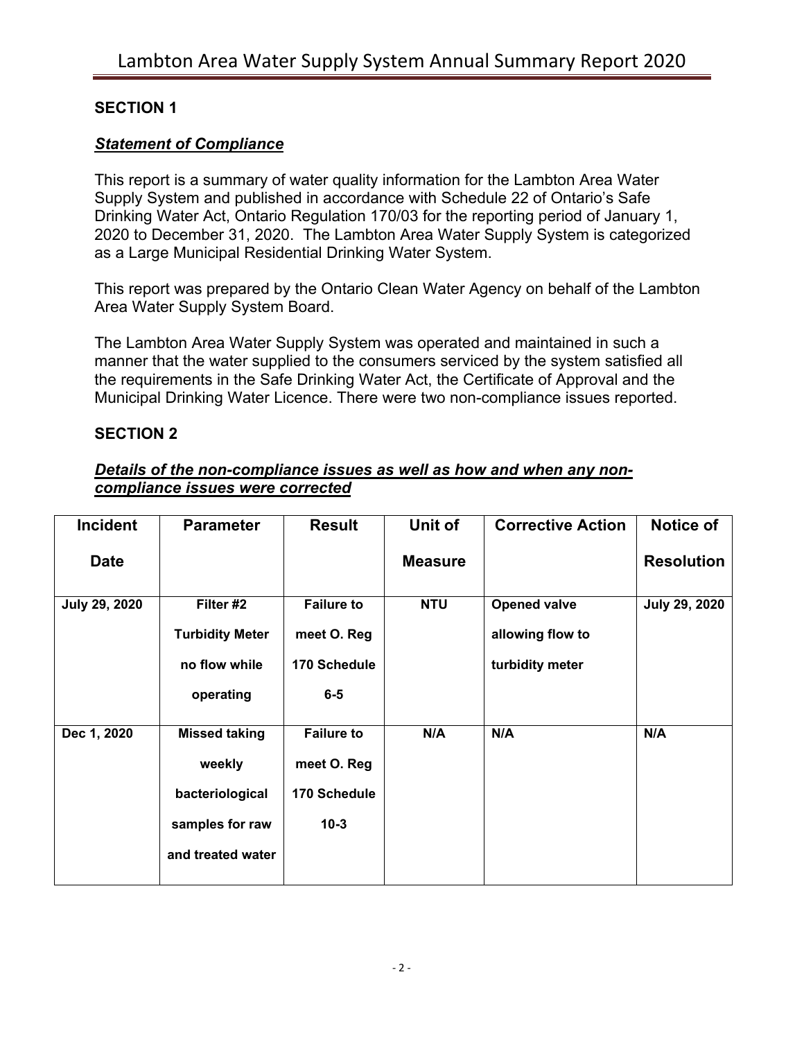## SECTION 1

### ***Statement of Compliance***

This report is a summary of water quality information for the Lambton Area Water Supply System and published in accordance with Schedule 22 of Ontario's Safe Drinking Water Act, Ontario Regulation 170/03 for the reporting period of January 1, 2020 to December 31, 2020. The Lambton Area Water Supply System is categorized as a Large Municipal Residential Drinking Water System.

This report was prepared by the Ontario Clean Water Agency on behalf of the Lambton Area Water Supply System Board.

The Lambton Area Water Supply System was operated and maintained in such a manner that the water supplied to the consumers serviced by the system satisfied all the requirements in the Safe Drinking Water Act, the Certificate of Approval and the Municipal Drinking Water Licence. There were two non-compliance issues reported.

## SECTION 2

### ***Details of the non-compliance issues as well as how and when any non-compliance issues were corrected***

| Incident Date | Parameter | Result | Unit of Measure | Corrective Action | Notice of Resolution |
|---|---|---|---|---|---|
| **July 29, 2020** | **Filter #2 Turbidity Meter no flow while operating** | **Failure to meet O. Reg 170 Schedule 6-5** | **NTU** | **Opened valve allowing flow to turbidity meter** | **July 29, 2020** |
| **Dec 1, 2020** | **Missed taking weekly bacteriological samples for raw and treated water** | **Failure to meet O. Reg 170 Schedule 10-3** | **N/A** | **N/A** | **N/A** |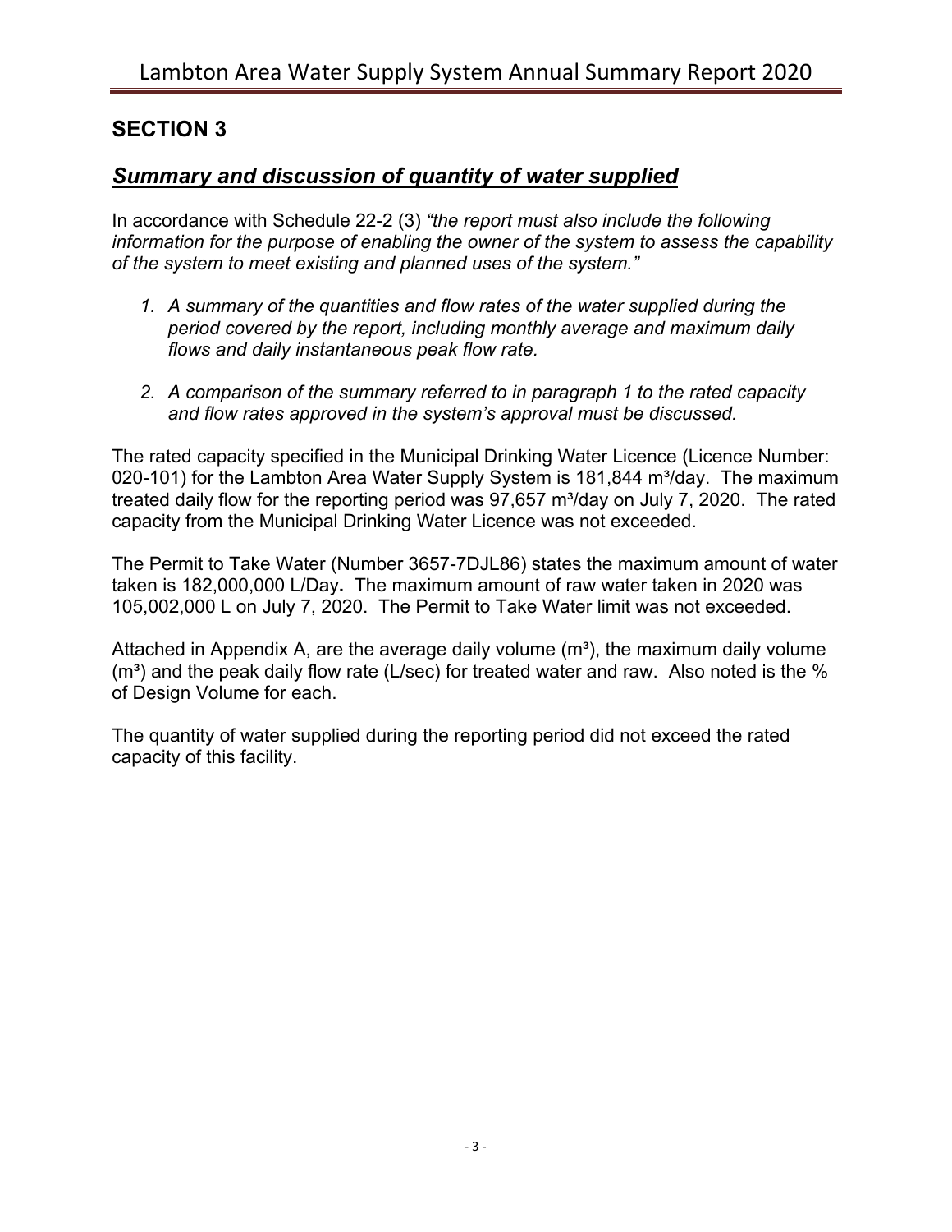## SECTION 3

### ***Summary and discussion of quantity of water supplied***

In accordance with Schedule 22-2 (3) *"the report must also include the following information for the purpose of enabling the owner of the system to assess the capability of the system to meet existing and planned uses of the system."*

1. *A summary of the quantities and flow rates of the water supplied during the period covered by the report, including monthly average and maximum daily flows and daily instantaneous peak flow rate.*

2. *A comparison of the summary referred to in paragraph 1 to the rated capacity and flow rates approved in the system's approval must be discussed.*

The rated capacity specified in the Municipal Drinking Water Licence (Licence Number: 020-101) for the Lambton Area Water Supply System is 181,844 m³/day. The maximum treated daily flow for the reporting period was 97,657 m³/day on July 7, 2020. The rated capacity from the Municipal Drinking Water Licence was not exceeded.

The Permit to Take Water (Number 3657-7DJL86) states the maximum amount of water taken is 182,000,000 L/Day**.** The maximum amount of raw water taken in 2020 was 105,002,000 L on July 7, 2020. The Permit to Take Water limit was not exceeded.

Attached in Appendix A, are the average daily volume (m³), the maximum daily volume (m³) and the peak daily flow rate (L/sec) for treated water and raw. Also noted is the % of Design Volume for each.

The quantity of water supplied during the reporting period did not exceed the rated capacity of this facility.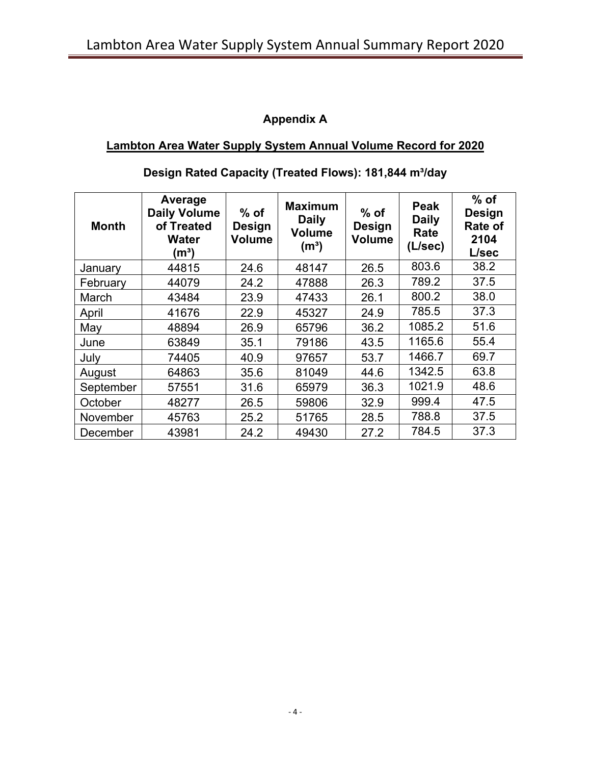## Appendix A

### Lambton Area Water Supply System Annual Volume Record for 2020

**Design Rated Capacity (Treated Flows): 181,844 m³/day**

| Month | Average Daily Volume of Treated Water (m³) | % of Design Volume | Maximum Daily Volume (m³) | % of Design Volume | Peak Daily Rate (L/sec) | % of Design Rate of 2104 L/sec |
|---|---|---|---|---|---|---|
| January | 44815 | 24.6 | 48147 | 26.5 | 803.6 | 38.2 |
| February | 44079 | 24.2 | 47888 | 26.3 | 789.2 | 37.5 |
| March | 43484 | 23.9 | 47433 | 26.1 | 800.2 | 38.0 |
| April | 41676 | 22.9 | 45327 | 24.9 | 785.5 | 37.3 |
| May | 48894 | 26.9 | 65796 | 36.2 | 1085.2 | 51.6 |
| June | 63849 | 35.1 | 79186 | 43.5 | 1165.6 | 55.4 |
| July | 74405 | 40.9 | 97657 | 53.7 | 1466.7 | 69.7 |
| August | 64863 | 35.6 | 81049 | 44.6 | 1342.5 | 63.8 |
| September | 57551 | 31.6 | 65979 | 36.3 | 1021.9 | 48.6 |
| October | 48277 | 26.5 | 59806 | 32.9 | 999.4 | 47.5 |
| November | 45763 | 25.2 | 51765 | 28.5 | 788.8 | 37.5 |
| December | 43981 | 24.2 | 49430 | 27.2 | 784.5 | 37.3 |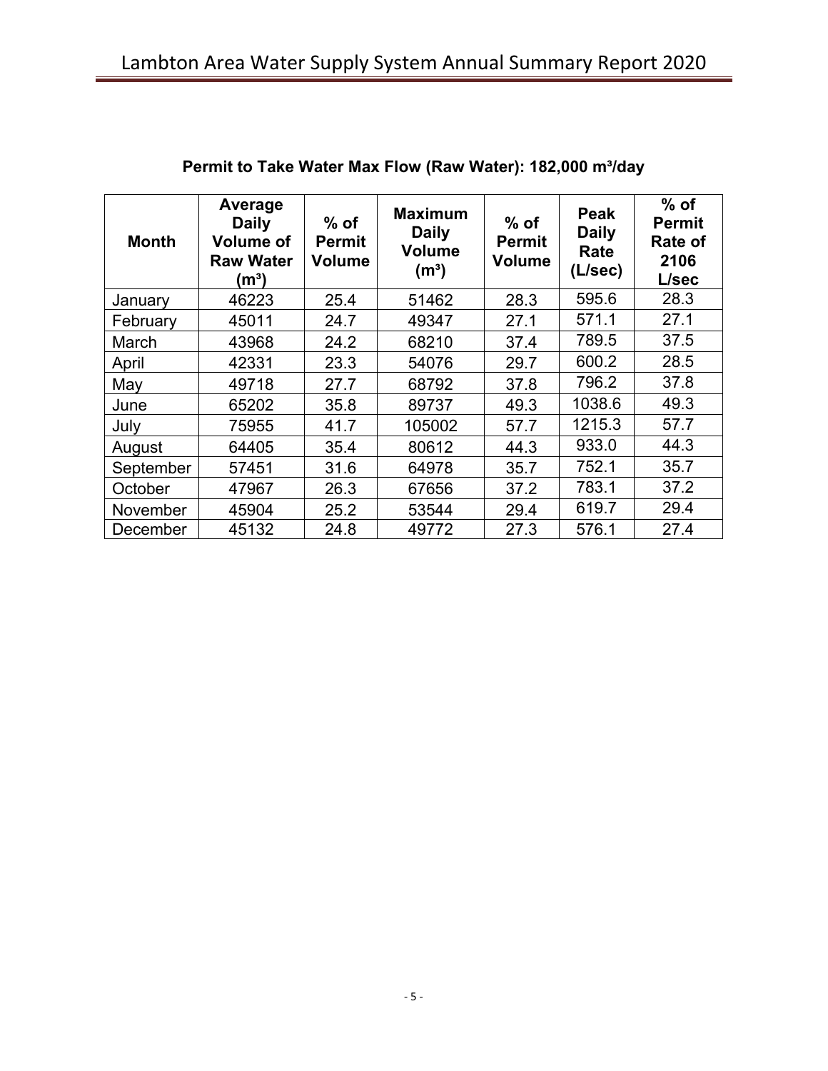**Permit to Take Water Max Flow (Raw Water): 182,000 m³/day**

| Month | Average Daily Volume of Raw Water (m³) | % of Permit Volume | Maximum Daily Volume (m³) | % of Permit Volume | Peak Daily Rate (L/sec) | % of Permit Rate of 2106 L/sec |
|---|---|---|---|---|---|---|
| January | 46223 | 25.4 | 51462 | 28.3 | 595.6 | 28.3 |
| February | 45011 | 24.7 | 49347 | 27.1 | 571.1 | 27.1 |
| March | 43968 | 24.2 | 68210 | 37.4 | 789.5 | 37.5 |
| April | 42331 | 23.3 | 54076 | 29.7 | 600.2 | 28.5 |
| May | 49718 | 27.7 | 68792 | 37.8 | 796.2 | 37.8 |
| June | 65202 | 35.8 | 89737 | 49.3 | 1038.6 | 49.3 |
| July | 75955 | 41.7 | 105002 | 57.7 | 1215.3 | 57.7 |
| August | 64405 | 35.4 | 80612 | 44.3 | 933.0 | 44.3 |
| September | 57451 | 31.6 | 64978 | 35.7 | 752.1 | 35.7 |
| October | 47967 | 26.3 | 67656 | 37.2 | 783.1 | 37.2 |
| November | 45904 | 25.2 | 53544 | 29.4 | 619.7 | 29.4 |
| December | 45132 | 24.8 | 49772 | 27.3 | 576.1 | 27.4 |